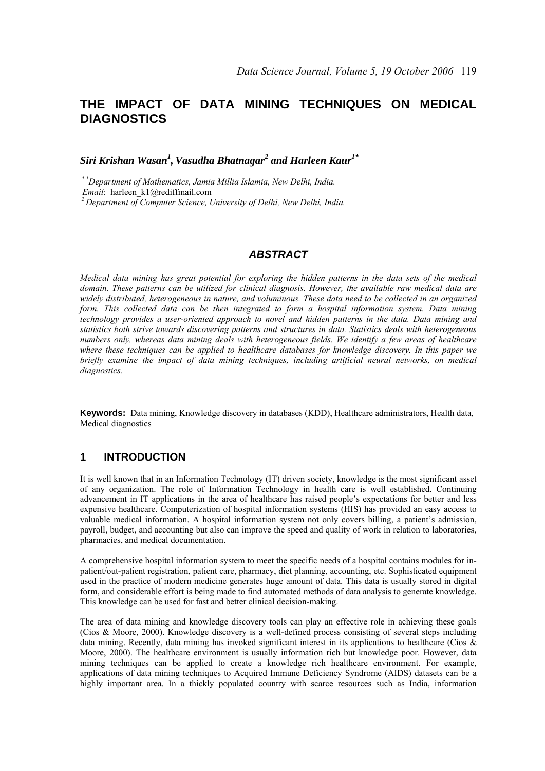# THE IMPACT OF DATA MINING TECHNIQUES ON MEDICAL DIAGNOSTICS

***Siri Krishan Wasan[1], Vasudha Bhatnagar[2] and Harleen Kaur[1*]***

*[*1] Department of Mathematics, Jamia Millia Islamia, New Delhi, India.*
*Email*: harleen_k1@rediffmail.com
*[2] Department of Computer Science, University of Delhi, New Delhi, India.*

## *ABSTRACT*

*Medical data mining has great potential for exploring the hidden patterns in the data sets of the medical domain. These patterns can be utilized for clinical diagnosis. However, the available raw medical data are widely distributed, heterogeneous in nature, and voluminous. These data need to be collected in an organized form. This collected data can be then integrated to form a hospital information system. Data mining technology provides a user-oriented approach to novel and hidden patterns in the data. Data mining and statistics both strive towards discovering patterns and structures in data. Statistics deals with heterogeneous numbers only, whereas data mining deals with heterogeneous fields. We identify a few areas of healthcare where these techniques can be applied to healthcare databases for knowledge discovery. In this paper we briefly examine the impact of data mining techniques, including artificial neural networks, on medical diagnostics.*

**Keywords:** Data mining, Knowledge discovery in databases (KDD), Healthcare administrators, Health data, Medical diagnostics

## 1 INTRODUCTION

It is well known that in an Information Technology (IT) driven society, knowledge is the most significant asset of any organization. The role of Information Technology in health care is well established. Continuing advancement in IT applications in the area of healthcare has raised people's expectations for better and less expensive healthcare. Computerization of hospital information systems (HIS) has provided an easy access to valuable medical information. A hospital information system not only covers billing, a patient's admission, payroll, budget, and accounting but also can improve the speed and quality of work in relation to laboratories, pharmacies, and medical documentation.

A comprehensive hospital information system to meet the specific needs of a hospital contains modules for in-patient/out-patient registration, patient care, pharmacy, diet planning, accounting, etc. Sophisticated equipment used in the practice of modern medicine generates huge amount of data. This data is usually stored in digital form, and considerable effort is being made to find automated methods of data analysis to generate knowledge. This knowledge can be used for fast and better clinical decision-making.

The area of data mining and knowledge discovery tools can play an effective role in achieving these goals (Cios & Moore, 2000). Knowledge discovery is a well-defined process consisting of several steps including data mining. Recently, data mining has invoked significant interest in its applications to healthcare (Cios & Moore, 2000). The healthcare environment is usually information rich but knowledge poor. However, data mining techniques can be applied to create a knowledge rich healthcare environment. For example, applications of data mining techniques to Acquired Immune Deficiency Syndrome (AIDS) datasets can be a highly important area. In a thickly populated country with scarce resources such as India, information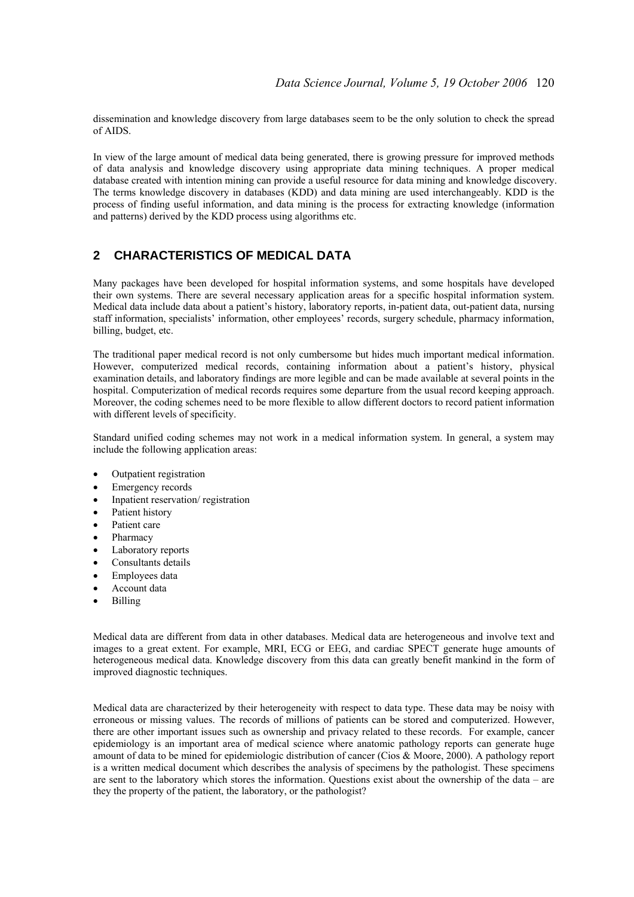dissemination and knowledge discovery from large databases seem to be the only solution to check the spread of AIDS.

In view of the large amount of medical data being generated, there is growing pressure for improved methods of data analysis and knowledge discovery using appropriate data mining techniques. A proper medical database created with intention mining can provide a useful resource for data mining and knowledge discovery. The terms knowledge discovery in databases (KDD) and data mining are used interchangeably. KDD is the process of finding useful information, and data mining is the process for extracting knowledge (information and patterns) derived by the KDD process using algorithms etc.

## 2 CHARACTERISTICS OF MEDICAL DATA

Many packages have been developed for hospital information systems, and some hospitals have developed their own systems. There are several necessary application areas for a specific hospital information system. Medical data include data about a patient's history, laboratory reports, in-patient data, out-patient data, nursing staff information, specialists' information, other employees' records, surgery schedule, pharmacy information, billing, budget, etc.

The traditional paper medical record is not only cumbersome but hides much important medical information. However, computerized medical records, containing information about a patient's history, physical examination details, and laboratory findings are more legible and can be made available at several points in the hospital. Computerization of medical records requires some departure from the usual record keeping approach. Moreover, the coding schemes need to be more flexible to allow different doctors to record patient information with different levels of specificity.

Standard unified coding schemes may not work in a medical information system. In general, a system may include the following application areas:

- Outpatient registration
- Emergency records
- Inpatient reservation/ registration
- Patient history
- Patient care
- Pharmacy
- Laboratory reports
- Consultants details
- Employees data
- Account data
- Billing

Medical data are different from data in other databases. Medical data are heterogeneous and involve text and images to a great extent. For example, MRI, ECG or EEG, and cardiac SPECT generate huge amounts of heterogeneous medical data. Knowledge discovery from this data can greatly benefit mankind in the form of improved diagnostic techniques.

Medical data are characterized by their heterogeneity with respect to data type. These data may be noisy with erroneous or missing values. The records of millions of patients can be stored and computerized. However, there are other important issues such as ownership and privacy related to these records. For example, cancer epidemiology is an important area of medical science where anatomic pathology reports can generate huge amount of data to be mined for epidemiologic distribution of cancer (Cios & Moore, 2000). A pathology report is a written medical document which describes the analysis of specimens by the pathologist. These specimens are sent to the laboratory which stores the information. Questions exist about the ownership of the data – are they the property of the patient, the laboratory, or the pathologist?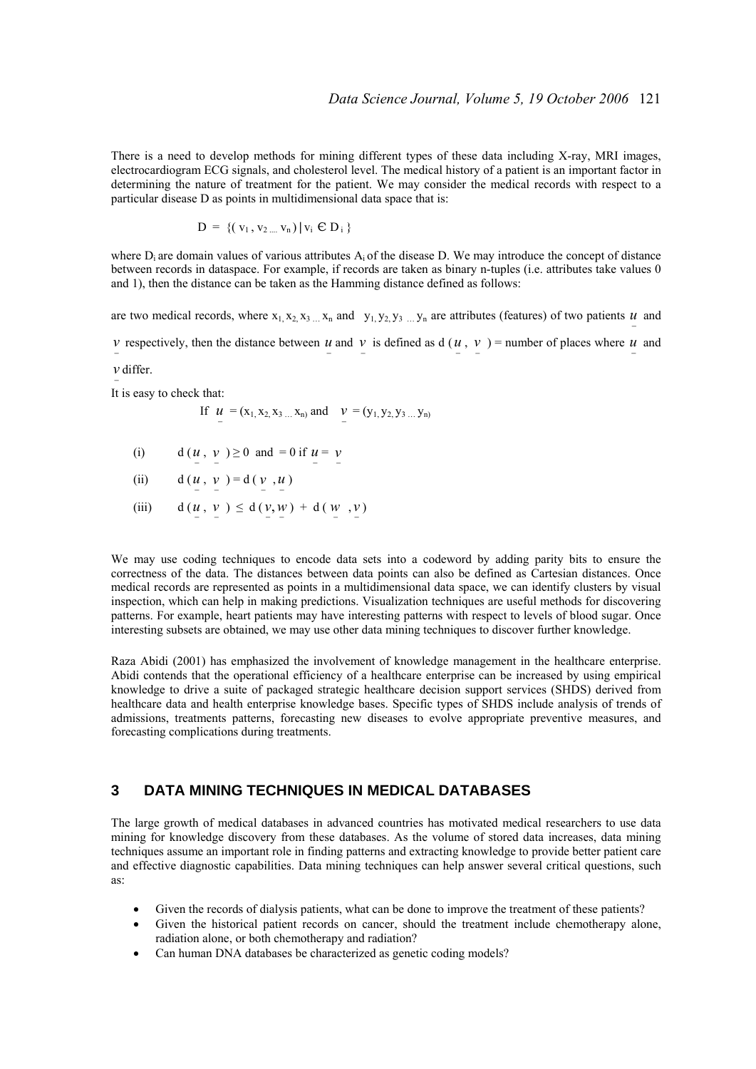There is a need to develop methods for mining different types of these data including X-ray, MRI images, electrocardiogram ECG signals, and cholesterol level. The medical history of a patient is an important factor in determining the nature of treatment for the patient. We may consider the medical records with respect to a particular disease D as points in multidimensional data space that is:

$$D = \{(v_1, v_2 \dots v_n) \,|\, v_i \in D_i\}$$

where $D_i$ are domain values of various attributes $A_i$ of the disease D. We may introduce the concept of distance between records in dataspace. For example, if records are taken as binary n-tuples (i.e. attributes take values 0 and 1), then the distance can be taken as the Hamming distance defined as follows:

are two medical records, where $x_1, x_2, x_3 \dots x_n$ and $y_1, y_2, y_3 \dots y_n$ are attributes (features) of two patients $\underline{u}$ and $\underline{v}$ respectively, then the distance between $\underline{u}$ and $\underline{v}$ is defined as d ($\underline{u}$, $\underline{v}$) = number of places where $\underline{u}$ and $\underline{v}$ differ.

It is easy to check that:

If $\underline{u} = (x_1, x_2, x_3 \dots x_n)$ and $\underline{v} = (y_1, y_2, y_3 \dots y_n)$

(i) $d(\underline{u}, \underline{v}) \geq 0$ and $= 0$ if $\underline{u} = \underline{v}$

(ii) $d(\underline{u}, \underline{v}) = d(\underline{v}, \underline{u})$

(iii) $d(\underline{u}, \underline{v}) \leq d(\underline{v}, \underline{w}) + d(\underline{w}, \underline{v})$

We may use coding techniques to encode data sets into a codeword by adding parity bits to ensure the correctness of the data. The distances between data points can also be defined as Cartesian distances. Once medical records are represented as points in a multidimensional data space, we can identify clusters by visual inspection, which can help in making predictions. Visualization techniques are useful methods for discovering patterns. For example, heart patients may have interesting patterns with respect to levels of blood sugar. Once interesting subsets are obtained, we may use other data mining techniques to discover further knowledge.

Raza Abidi (2001) has emphasized the involvement of knowledge management in the healthcare enterprise. Abidi contends that the operational efficiency of a healthcare enterprise can be increased by using empirical knowledge to drive a suite of packaged strategic healthcare decision support services (SHDS) derived from healthcare data and health enterprise knowledge bases. Specific types of SHDS include analysis of trends of admissions, treatments patterns, forecasting new diseases to evolve appropriate preventive measures, and forecasting complications during treatments.

## 3 DATA MINING TECHNIQUES IN MEDICAL DATABASES

The large growth of medical databases in advanced countries has motivated medical researchers to use data mining for knowledge discovery from these databases. As the volume of stored data increases, data mining techniques assume an important role in finding patterns and extracting knowledge to provide better patient care and effective diagnostic capabilities. Data mining techniques can help answer several critical questions, such as:

- Given the records of dialysis patients, what can be done to improve the treatment of these patients?
- Given the historical patient records on cancer, should the treatment include chemotherapy alone, radiation alone, or both chemotherapy and radiation?
- Can human DNA databases be characterized as genetic coding models?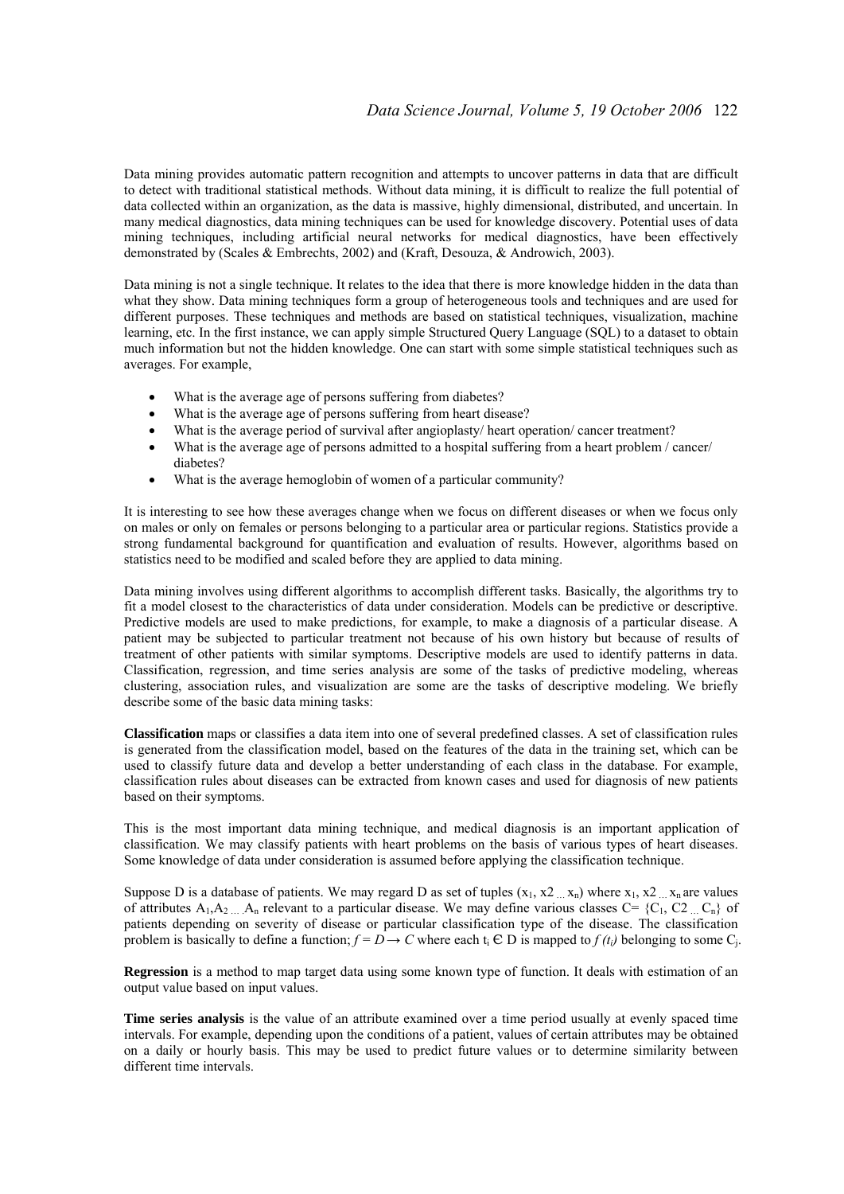Data mining provides automatic pattern recognition and attempts to uncover patterns in data that are difficult to detect with traditional statistical methods. Without data mining, it is difficult to realize the full potential of data collected within an organization, as the data is massive, highly dimensional, distributed, and uncertain. In many medical diagnostics, data mining techniques can be used for knowledge discovery. Potential uses of data mining techniques, including artificial neural networks for medical diagnostics, have been effectively demonstrated by (Scales & Embrechts, 2002) and (Kraft, Desouza, & Androwich, 2003).

Data mining is not a single technique. It relates to the idea that there is more knowledge hidden in the data than what they show. Data mining techniques form a group of heterogeneous tools and techniques and are used for different purposes. These techniques and methods are based on statistical techniques, visualization, machine learning, etc. In the first instance, we can apply simple Structured Query Language (SQL) to a dataset to obtain much information but not the hidden knowledge. One can start with some simple statistical techniques such as averages. For example,

- What is the average age of persons suffering from diabetes?
- What is the average age of persons suffering from heart disease?
- What is the average period of survival after angioplasty/ heart operation/ cancer treatment?
- What is the average age of persons admitted to a hospital suffering from a heart problem / cancer/ diabetes?
- What is the average hemoglobin of women of a particular community?

It is interesting to see how these averages change when we focus on different diseases or when we focus only on males or only on females or persons belonging to a particular area or particular regions. Statistics provide a strong fundamental background for quantification and evaluation of results. However, algorithms based on statistics need to be modified and scaled before they are applied to data mining.

Data mining involves using different algorithms to accomplish different tasks. Basically, the algorithms try to fit a model closest to the characteristics of data under consideration. Models can be predictive or descriptive. Predictive models are used to make predictions, for example, to make a diagnosis of a particular disease. A patient may be subjected to particular treatment not because of his own history but because of results of treatment of other patients with similar symptoms. Descriptive models are used to identify patterns in data. Classification, regression, and time series analysis are some of the tasks of predictive modeling, whereas clustering, association rules, and visualization are some are the tasks of descriptive modeling. We briefly describe some of the basic data mining tasks:

**Classification** maps or classifies a data item into one of several predefined classes. A set of classification rules is generated from the classification model, based on the features of the data in the training set, which can be used to classify future data and develop a better understanding of each class in the database. For example, classification rules about diseases can be extracted from known cases and used for diagnosis of new patients based on their symptoms.

This is the most important data mining technique, and medical diagnosis is an important application of classification. We may classify patients with heart problems on the basis of various types of heart diseases. Some knowledge of data under consideration is assumed before applying the classification technique.

Suppose D is a database of patients. We may regard D as set of tuples $(x_1, x2_{\ldots} x_n)$ where $x_1, x2_{\ldots} x_n$ are values of attributes $A_1, A_2 {}_{\ldots} A_n$ relevant to a particular disease. We may define various classes $C = \{C_1, C2_{\ldots} C_n\}$ of patients depending on severity of disease or particular classification type of the disease. The classification problem is basically to define a function; $f = D \rightarrow C$ where each $t_i \in D$ is mapped to $f(t_i)$ belonging to some $C_j$.

**Regression** is a method to map target data using some known type of function. It deals with estimation of an output value based on input values.

**Time series analysis** is the value of an attribute examined over a time period usually at evenly spaced time intervals. For example, depending upon the conditions of a patient, values of certain attributes may be obtained on a daily or hourly basis. This may be used to predict future values or to determine similarity between different time intervals.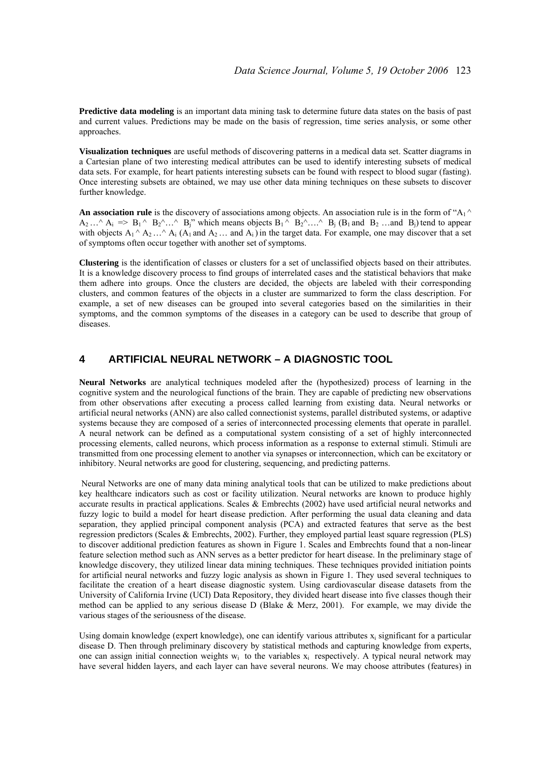**Predictive data modeling** is an important data mining task to determine future data states on the basis of past and current values. Predictions may be made on the basis of regression, time series analysis, or some other approaches.

**Visualization techniques** are useful methods of discovering patterns in a medical data set. Scatter diagrams in a Cartesian plane of two interesting medical attributes can be used to identify interesting subsets of medical data sets. For example, for heart patients interesting subsets can be found with respect to blood sugar (fasting). Once interesting subsets are obtained, we may use other data mining techniques on these subsets to discover further knowledge.

**An association rule** is the discovery of associations among objects. An association rule is in the form of "$A_1 \wedge A_2 \ldots \wedge A_i \Rightarrow B_1 \wedge B_2 \wedge \ldots \wedge B_j$" which means objects $B_1 \wedge B_2 \wedge \ldots \wedge B_j$ ($B_1$ and $B_2$ …and $B_j$) tend to appear with objects $A_1 \wedge A_2 \ldots \wedge A_i$ ($A_1$ and $A_2$ … and $A_i$) in the target data. For example, one may discover that a set of symptoms often occur together with another set of symptoms.

**Clustering** is the identification of classes or clusters for a set of unclassified objects based on their attributes. It is a knowledge discovery process to find groups of interrelated cases and the statistical behaviors that make them adhere into groups. Once the clusters are decided, the objects are labeled with their corresponding clusters, and common features of the objects in a cluster are summarized to form the class description. For example, a set of new diseases can be grouped into several categories based on the similarities in their symptoms, and the common symptoms of the diseases in a category can be used to describe that group of diseases.

## 4 ARTIFICIAL NEURAL NETWORK – A DIAGNOSTIC TOOL

**Neural Networks** are analytical techniques modeled after the (hypothesized) process of learning in the cognitive system and the neurological functions of the brain. They are capable of predicting new observations from other observations after executing a process called learning from existing data. Neural networks or artificial neural networks (ANN) are also called connectionist systems, parallel distributed systems, or adaptive systems because they are composed of a series of interconnected processing elements that operate in parallel. A neural network can be defined as a computational system consisting of a set of highly interconnected processing elements, called neurons, which process information as a response to external stimuli. Stimuli are transmitted from one processing element to another via synapses or interconnection, which can be excitatory or inhibitory. Neural networks are good for clustering, sequencing, and predicting patterns.

Neural Networks are one of many data mining analytical tools that can be utilized to make predictions about key healthcare indicators such as cost or facility utilization. Neural networks are known to produce highly accurate results in practical applications. Scales & Embrechts (2002) have used artificial neural networks and fuzzy logic to build a model for heart disease prediction. After performing the usual data cleaning and data separation, they applied principal component analysis (PCA) and extracted features that serve as the best regression predictors (Scales & Embrechts, 2002). Further, they employed partial least square regression (PLS) to discover additional prediction features as shown in Figure 1. Scales and Embrechts found that a non-linear feature selection method such as ANN serves as a better predictor for heart disease. In the preliminary stage of knowledge discovery, they utilized linear data mining techniques. These techniques provided initiation points for artificial neural networks and fuzzy logic analysis as shown in Figure 1. They used several techniques to facilitate the creation of a heart disease diagnostic system. Using cardiovascular disease datasets from the University of California Irvine (UCI) Data Repository, they divided heart disease into five classes though their method can be applied to any serious disease D (Blake & Merz, 2001). For example, we may divide the various stages of the seriousness of the disease.

Using domain knowledge (expert knowledge), one can identify various attributes $x_i$ significant for a particular disease D. Then through preliminary discovery by statistical methods and capturing knowledge from experts, one can assign initial connection weights $w_i$ to the variables $x_i$ respectively. A typical neural network may have several hidden layers, and each layer can have several neurons. We may choose attributes (features) in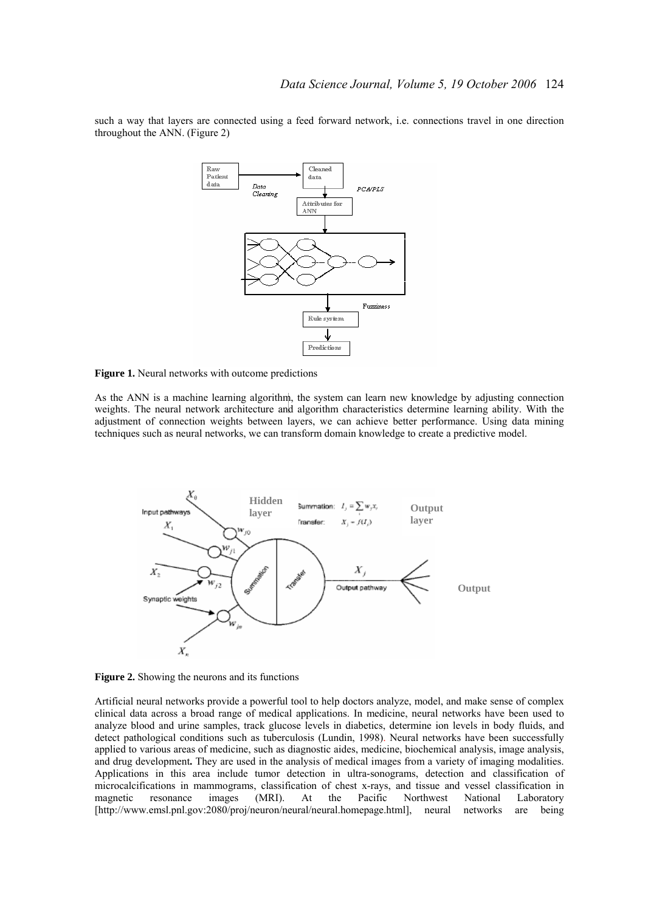such a way that layers are connected using a feed forward network, i.e. connections travel in one direction throughout the ANN. (Figure 2)

**Figure 1.** Neural networks with outcome predictions

As the ANN is a machine learning algorithm, the system can learn new knowledge by adjusting connection weights. The neural network architecture and algorithm characteristics determine learning ability. With the adjustment of connection weights between layers, we can achieve better performance. Using data mining techniques such as neural networks, we can transform domain knowledge to create a predictive model.

**Figure 2.** Showing the neurons and its functions

Artificial neural networks provide a powerful tool to help doctors analyze, model, and make sense of complex clinical data across a broad range of medical applications. In medicine, neural networks have been used to analyze blood and urine samples, track glucose levels in diabetics, determine ion levels in body fluids, and detect pathological conditions such as tuberculosis (Lundin, 1998). Neural networks have been successfully applied to various areas of medicine, such as diagnostic aides, medicine, biochemical analysis, image analysis, and drug development**.** They are used in the analysis of medical images from a variety of imaging modalities. Applications in this area include tumor detection in ultra-sonograms, detection and classification of microcalcifications in mammograms, classification of chest x-rays, and tissue and vessel classification in magnetic resonance images (MRI). At the Pacific Northwest National Laboratory [http://www.emsl.pnl.gov:2080/proj/neuron/neural/neural.homepage.html], neural networks are being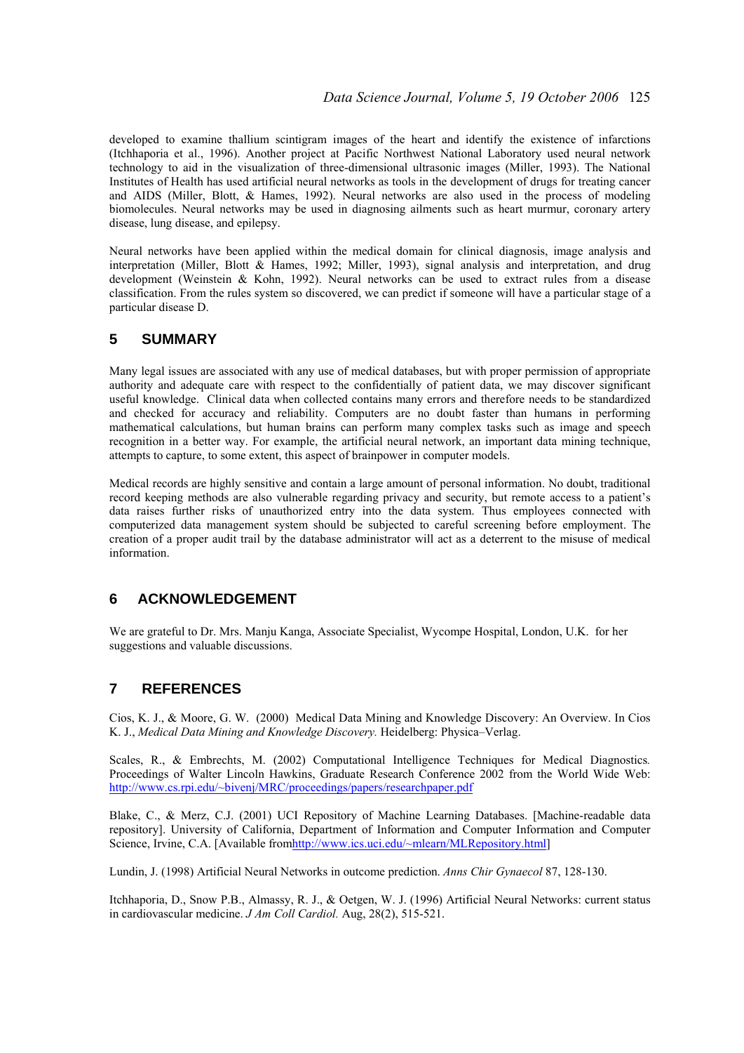developed to examine thallium scintigram images of the heart and identify the existence of infarctions (Itchhaporia et al., 1996). Another project at Pacific Northwest National Laboratory used neural network technology to aid in the visualization of three-dimensional ultrasonic images (Miller, 1993). The National Institutes of Health has used artificial neural networks as tools in the development of drugs for treating cancer and AIDS (Miller, Blott, & Hames, 1992). Neural networks are also used in the process of modeling biomolecules. Neural networks may be used in diagnosing ailments such as heart murmur, coronary artery disease, lung disease, and epilepsy.

Neural networks have been applied within the medical domain for clinical diagnosis, image analysis and interpretation (Miller, Blott & Hames, 1992; Miller, 1993), signal analysis and interpretation, and drug development (Weinstein & Kohn, 1992). Neural networks can be used to extract rules from a disease classification. From the rules system so discovered, we can predict if someone will have a particular stage of a particular disease D.

## 5 SUMMARY

Many legal issues are associated with any use of medical databases, but with proper permission of appropriate authority and adequate care with respect to the confidentially of patient data, we may discover significant useful knowledge. Clinical data when collected contains many errors and therefore needs to be standardized and checked for accuracy and reliability. Computers are no doubt faster than humans in performing mathematical calculations, but human brains can perform many complex tasks such as image and speech recognition in a better way. For example, the artificial neural network, an important data mining technique, attempts to capture, to some extent, this aspect of brainpower in computer models.

Medical records are highly sensitive and contain a large amount of personal information. No doubt, traditional record keeping methods are also vulnerable regarding privacy and security, but remote access to a patient's data raises further risks of unauthorized entry into the data system. Thus employees connected with computerized data management system should be subjected to careful screening before employment. The creation of a proper audit trail by the database administrator will act as a deterrent to the misuse of medical information.

## 6 ACKNOWLEDGEMENT

We are grateful to Dr. Mrs. Manju Kanga, Associate Specialist, Wycompe Hospital, London, U.K. for her suggestions and valuable discussions.

## 7 REFERENCES

Cios, K. J., & Moore, G. W. (2000) Medical Data Mining and Knowledge Discovery: An Overview. In Cios K. J., *Medical Data Mining and Knowledge Discovery.* Heidelberg: Physica–Verlag.

Scales, R., & Embrechts, M. (2002) Computational Intelligence Techniques for Medical Diagnostics*.* Proceedings of Walter Lincoln Hawkins, Graduate Research Conference 2002 from the World Wide Web: http://www.cs.rpi.edu/~bivenj/MRC/proceedings/papers/researchpaper.pdf

Blake, C., & Merz, C.J. (2001) UCI Repository of Machine Learning Databases. [Machine-readable data repository]. University of California, Department of Information and Computer Information and Computer Science, Irvine, C.A. [Available fromhttp://www.ics.uci.edu/~mlearn/MLRepository.html]

Lundin, J. (1998) Artificial Neural Networks in outcome prediction. *Anns Chir Gynaecol* 87, 128-130.

Itchhaporia, D., Snow P.B., Almassy, R. J., & Oetgen, W. J. (1996) Artificial Neural Networks: current status in cardiovascular medicine. *J Am Coll Cardiol.* Aug, 28(2), 515-521.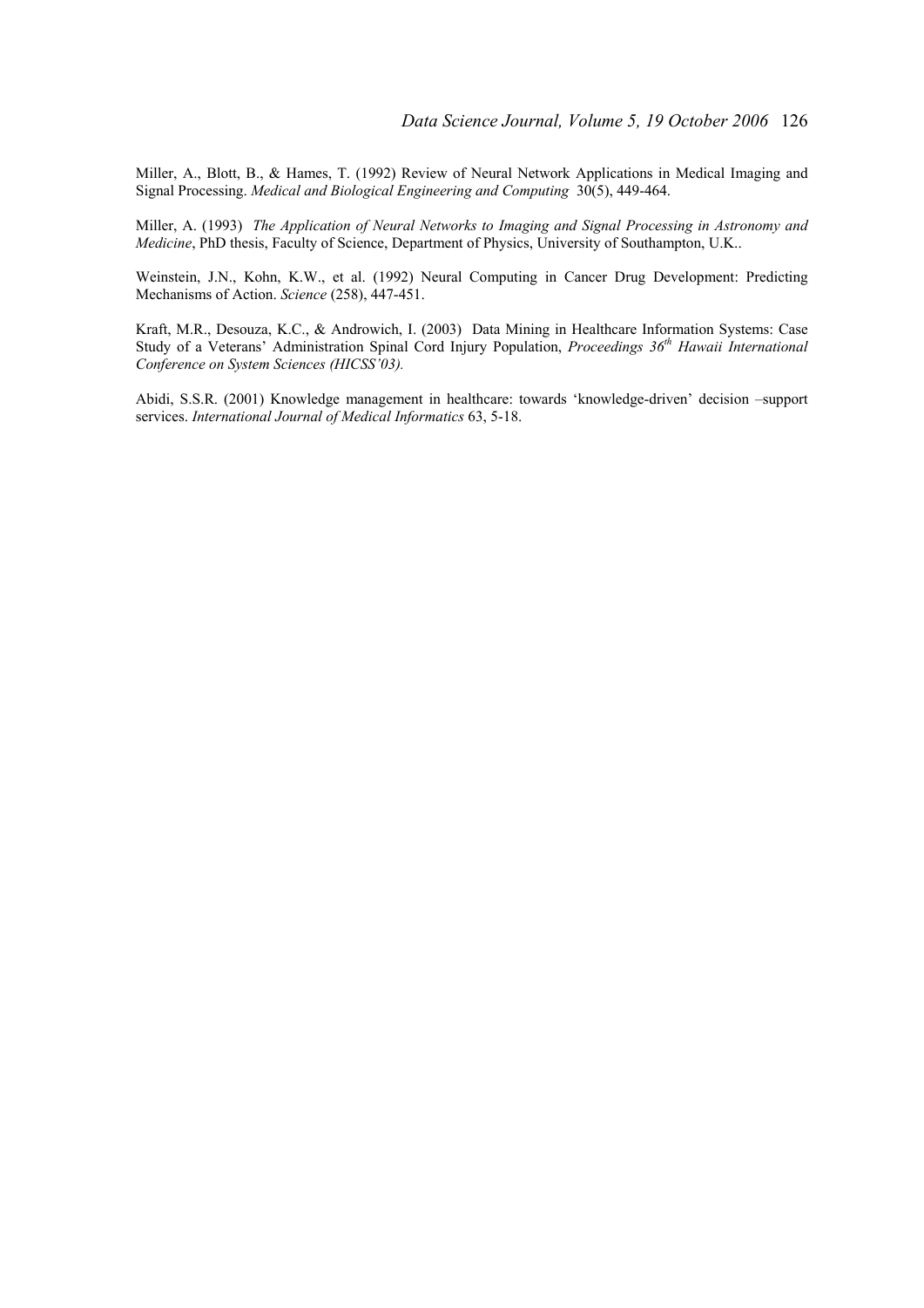Miller, A., Blott, B., & Hames, T. (1992) Review of Neural Network Applications in Medical Imaging and Signal Processing. *Medical and Biological Engineering and Computing* 30(5), 449-464.

Miller, A. (1993) *The Application of Neural Networks to Imaging and Signal Processing in Astronomy and Medicine*, PhD thesis, Faculty of Science, Department of Physics, University of Southampton, U.K..

Weinstein, J.N., Kohn, K.W., et al. (1992) Neural Computing in Cancer Drug Development: Predicting Mechanisms of Action. *Science* (258), 447-451.

Kraft, M.R., Desouza, K.C., & Androwich, I. (2003) Data Mining in Healthcare Information Systems: Case Study of a Veterans' Administration Spinal Cord Injury Population, *Proceedings 36th Hawaii International Conference on System Sciences (HICSS'03).*

Abidi, S.S.R. (2001) Knowledge management in healthcare: towards 'knowledge-driven' decision –support services. *International Journal of Medical Informatics* 63, 5-18.